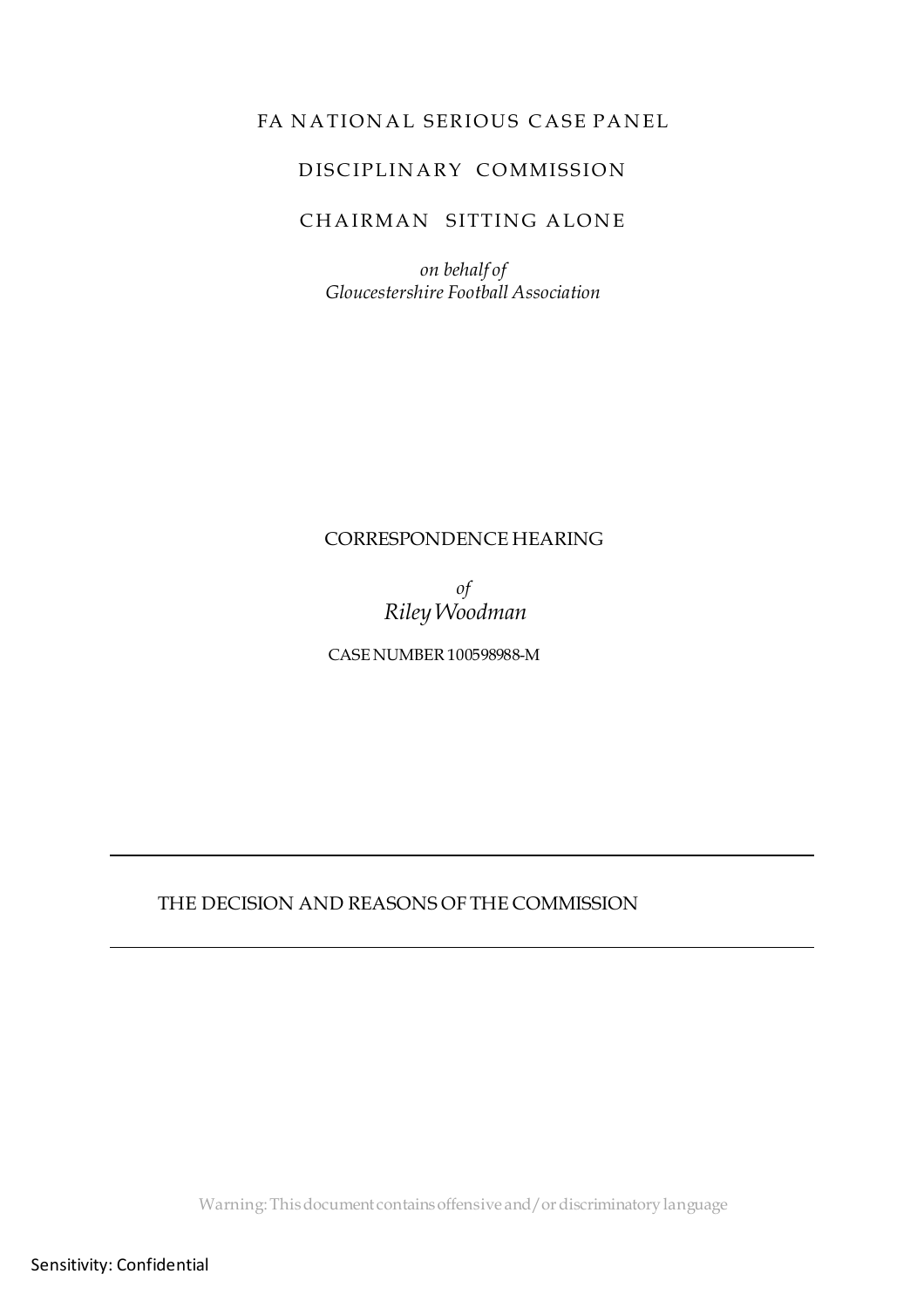# FA NATIONAL SERIOUS CASE PANEL

## DISCIPLINARY COMMISSION

## CHAIRMAN SITTING ALONE

*on behalf of*
*Gloucestershire Football Association*

CORRESPONDENCE HEARING

*of*
*Riley Woodman*

CASE NUMBER 100598988-M

---

THE DECISION AND REASONS OF THE COMMISSION

---

Warning: This document contains offensive and/or discriminatory language

Sensitivity: Confidential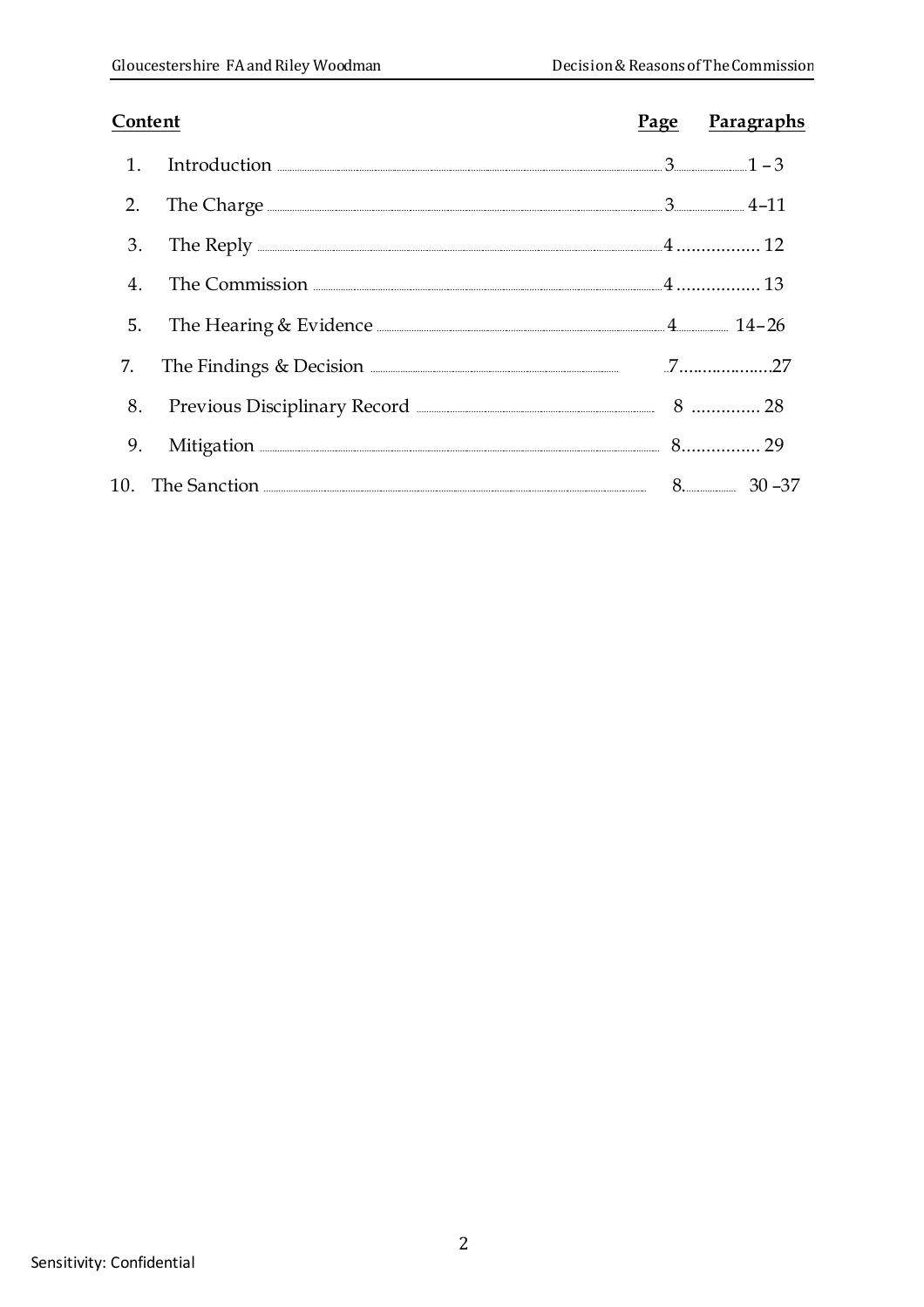| Content | | Page | Paragraphs |
|---|---|---|---|
| 1. | Introduction | 3 | 1 – 3 |
| 2. | The Charge | 3 | 4–11 |
| 3. | The Reply | 4 | 12 |
| 4. | The Commission | 4 | 13 |
| 5. | The Hearing & Evidence | 4 | 14–26 |
| 7. | The Findings & Decision | 7 | 27 |
| 8. | Previous Disciplinary Record | 8 | 28 |
| 9. | Mitigation | 8 | 29 |
| 10. | The Sanction | 8. | 30 –37 |

Sensitivity: Confidential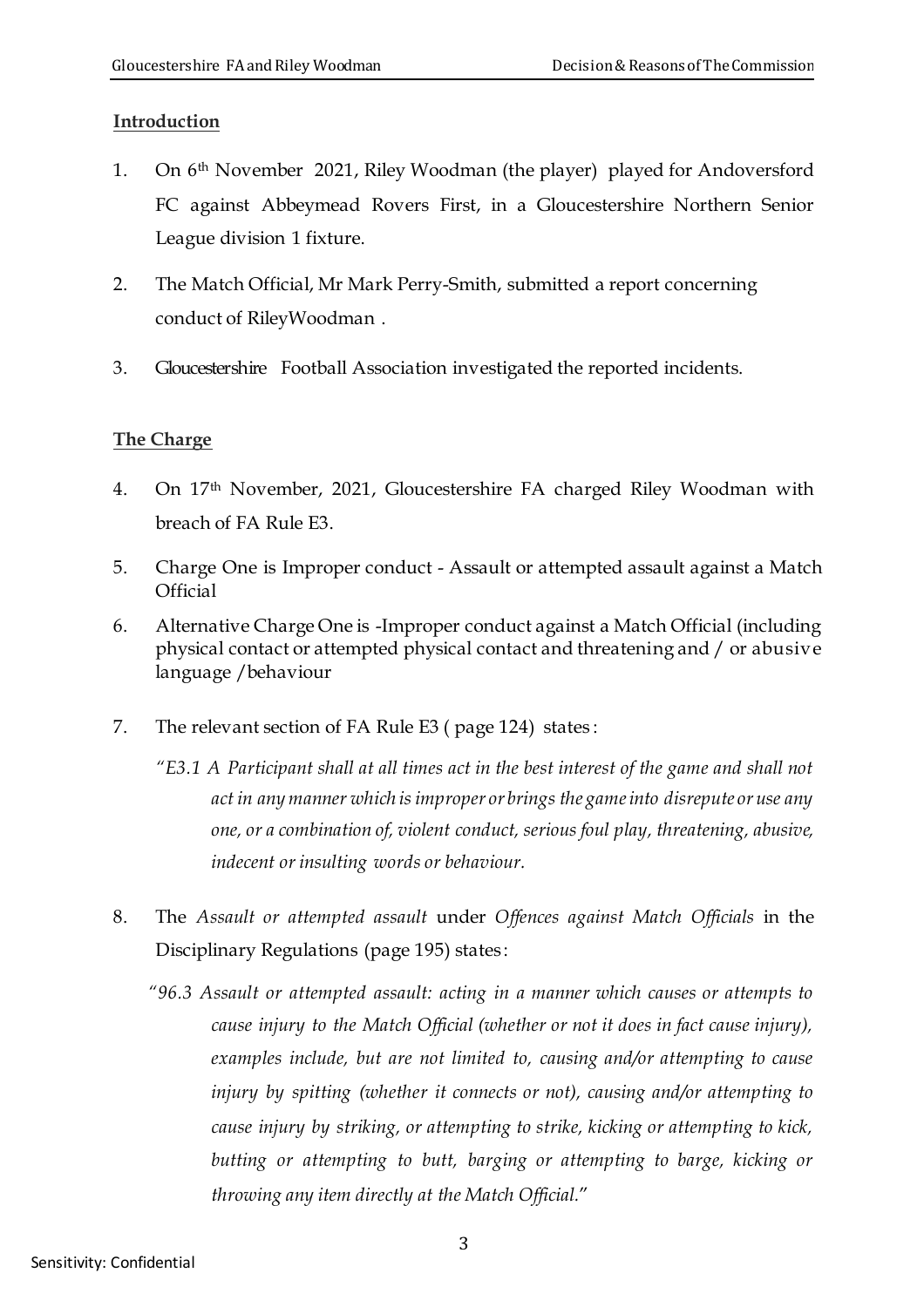**Introduction**

1. On 6th November 2021, Riley Woodman (the player) played for Andoversford FC against Abbeymead Rovers First, in a Gloucestershire Northern Senior League division 1 fixture.

2. The Match Official, Mr Mark Perry-Smith, submitted a report concerning conduct of RileyWoodman .

3. Gloucestershire Football Association investigated the reported incidents.

**The Charge**

4. On 17th November, 2021, Gloucestershire FA charged Riley Woodman with breach of FA Rule E3.

5. Charge One is Improper conduct - Assault or attempted assault against a Match Official

6. Alternative Charge One is -Improper conduct against a Match Official (including physical contact or attempted physical contact and threatening and / or abusive language /behaviour

7. The relevant section of FA Rule E3 ( page 124) states:

   *"E3.1 A Participant shall at all times act in the best interest of the game and shall not act in any manner which is improper or brings the game into disrepute or use any one, or a combination of, violent conduct, serious foul play, threatening, abusive, indecent or insulting words or behaviour.*

8. The *Assault or attempted assault* under *Offences against Match Officials* in the Disciplinary Regulations (page 195) states:

   *"96.3 Assault or attempted assault: acting in a manner which causes or attempts to cause injury to the Match Official (whether or not it does in fact cause injury), examples include, but are not limited to, causing and/or attempting to cause injury by spitting (whether it connects or not), causing and/or attempting to cause injury by striking, or attempting to strike, kicking or attempting to kick, butting or attempting to butt, barging or attempting to barge, kicking or throwing any item directly at the Match Official."*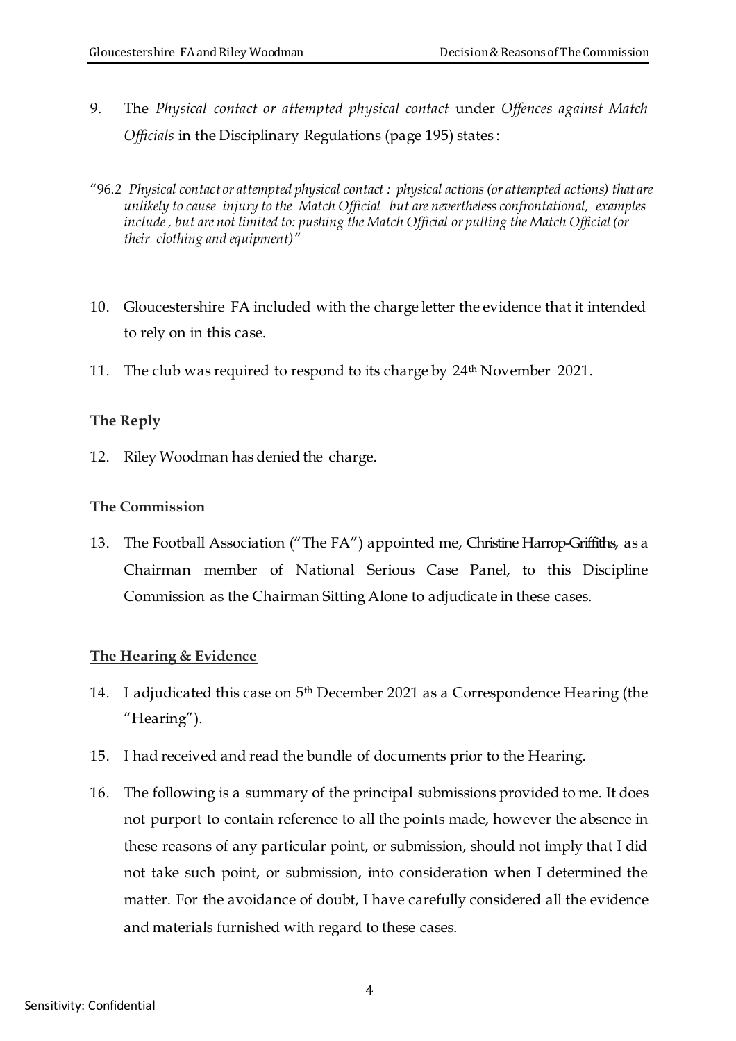9. The *Physical contact or attempted physical contact* under *Offences against Match Officials* in the Disciplinary Regulations (page 195) states :

"96.2 *Physical contact or attempted physical contact : physical actions (or attempted actions) that are unlikely to cause injury to the Match Official but are nevertheless confrontational, examples include , but are not limited to: pushing the Match Official or pulling the Match Official (or their clothing and equipment)"*

10. Gloucestershire FA included with the charge letter the evidence that it intended to rely on in this case.

11. The club was required to respond to its charge by 24th November 2021.

**The Reply**

12. Riley Woodman has denied the charge.

**The Commission**

13. The Football Association ("The FA") appointed me, Christine Harrop-Griffiths, as a Chairman member of National Serious Case Panel, to this Discipline Commission as the Chairman Sitting Alone to adjudicate in these cases.

**The Hearing & Evidence**

14. I adjudicated this case on 5th December 2021 as a Correspondence Hearing (the "Hearing").

15. I had received and read the bundle of documents prior to the Hearing.

16. The following is a summary of the principal submissions provided to me. It does not purport to contain reference to all the points made, however the absence in these reasons of any particular point, or submission, should not imply that I did not take such point, or submission, into consideration when I determined the matter. For the avoidance of doubt, I have carefully considered all the evidence and materials furnished with regard to these cases.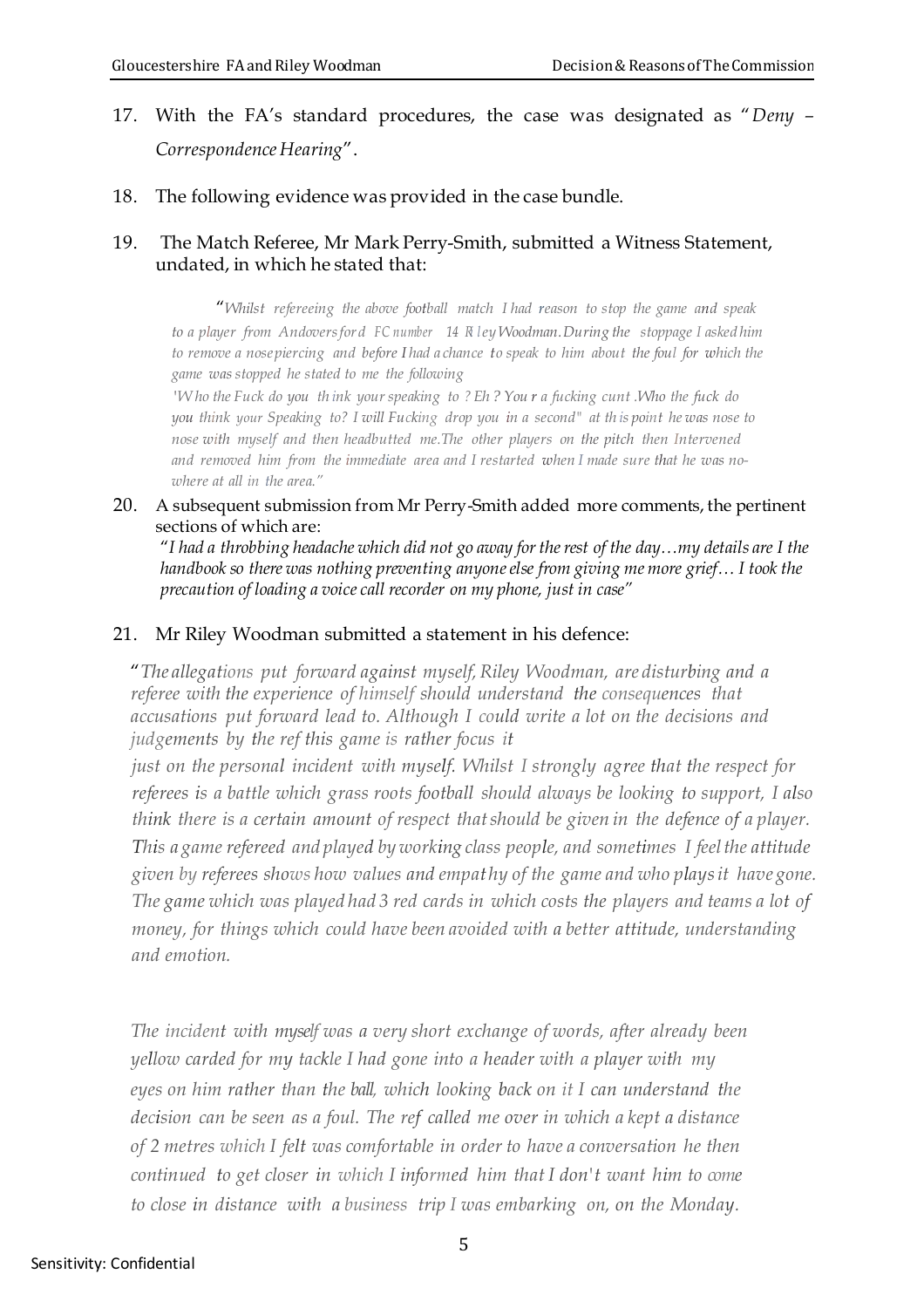17. With the FA's standard procedures, the case was designated as "*Deny – Correspondence Hearing*".

18. The following evidence was provided in the case bundle.

19. The Match Referee, Mr Mark Perry-Smith, submitted a Witness Statement, undated, in which he stated that:

> "*Whilst refereeing the above football match I had reason to stop the game and speak to a player from Andoversford FC number 14 Riley Woodman. During the stoppage I asked him to remove a nose piercing and before I had a chance to speak to him about the foul for which the game was stopped he stated to me the following*
>
> *'Who the Fuck do you think your speaking to ? Eh ? Your a fucking cunt .Who the fuck do you think your Speaking to? I will Fucking drop you in a second" at this point he was nose to nose with myself and then headbutted me.The other players on the pitch then Intervened and removed him from the immediate area and I restarted when I made sure that he was no-where at all in the area.*"

20. A subsequent submission from Mr Perry-Smith added more comments, the pertinent sections of which are:

    "*I had a throbbing headache which did not go away for the rest of the day…my details are I the handbook so there was nothing preventing anyone else from giving me more grief… I took the precaution of loading a voice call recorder on my phone, just in case*"

21. Mr Riley Woodman submitted a statement in his defence:

> "*The allegations put forward against myself, Riley Woodman, are disturbing and a referee with the experience of himself should understand the consequences that accusations put forward lead to. Although I could write a lot on the decisions and judgements by the ref this game is rather focus it just on the personal incident with myself. Whilst I strongly agree that the respect for referees is a battle which grass roots football should always be looking to support, I also think there is a certain amount of respect that should be given in the defence of a player. This a game refereed and played by working class people, and sometimes I feel the attitude given by referees shows how values and empathy of the game and who plays it have gone. The game which was played had 3 red cards in which costs the players and teams a lot of money, for things which could have been avoided with a better attitude, understanding and emotion.*
>
> *The incident with myself was a very short exchange of words, after already been yellow carded for my tackle I had gone into a header with a player with my eyes on him rather than the ball, which looking back on it I can understand the decision can be seen as a foul. The ref called me over in which a kept a distance of 2 metres which I felt was comfortable in order to have a conversation he then continued to get closer in which I informed him that I don't want him to come to close in distance with a business trip I was embarking on, on the Monday.*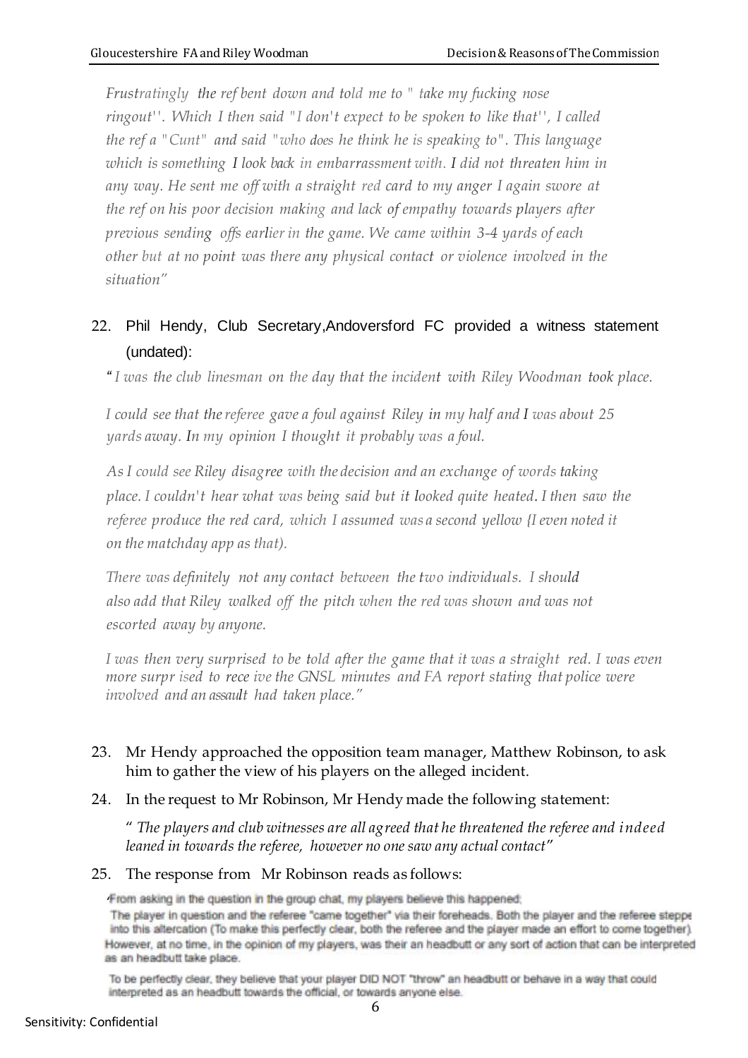*Frustratingly the ref bent down and told me to " take my fucking nose ringout''. Which I then said "I don't expect to be spoken to like that'', I called the ref a "Cunt" and said "who does he think he is speaking to". This language which is something I look back in embarrassment with. I did not threaten him in any way. He sent me off with a straight red card to my anger I again swore at the ref on his poor decision making and lack of empathy towards players after previous sending offs earlier in the game. We came within 3-4 yards of each other but at no point was there any physical contact or violence involved in the situation"*

22. Phil Hendy, Club Secretary,Andoversford FC provided a witness statement (undated):

"*I was the club linesman on the day that the incident with Riley Woodman took place.*

*I could see that the referee gave a foul against Riley in my half and I was about 25 yards away. In my opinion I thought it probably was a foul.*

*As I could see Riley disagree with the decision and an exchange of words taking place. I couldn't hear what was being said but it looked quite heated. I then saw the referee produce the red card, which I assumed was a second yellow {I even noted it on the matchday app as that).*

*There was definitely not any contact between the two individuals. I should also add that Riley walked off the pitch when the red was shown and was not escorted away by anyone.*

*I was then very surprised to be told after the game that it was a straight red. I was even more surpr ised to rece ive the GNSL minutes and FA report stating that police were involved and an assault had taken place."*

23. Mr Hendy approached the opposition team manager, Matthew Robinson, to ask him to gather the view of his players on the alleged incident.

24. In the request to Mr Robinson, Mr Hendy made the following statement:

" *The players and club witnesses are all agreed that he threatened the referee and indeed leaned in towards the referee, however no one saw any actual contact"*

25. The response from Mr Robinson reads as follows:

'From asking in the question in the group chat, my players believe this happened;
The player in question and the referee "came together" via their foreheads. Both the player and the referee steppe into this altercation (To make this perfectly clear, both the referee and the player made an effort to come together). However, at no time, in the opinion of my players, was their an headbutt or any sort of action that can be interpreted as an headbutt take place.

To be perfectly clear, they believe that your player DID NOT "throw" an headbutt or behave in a way that could interpreted as an headbutt towards the official, or towards anyone else.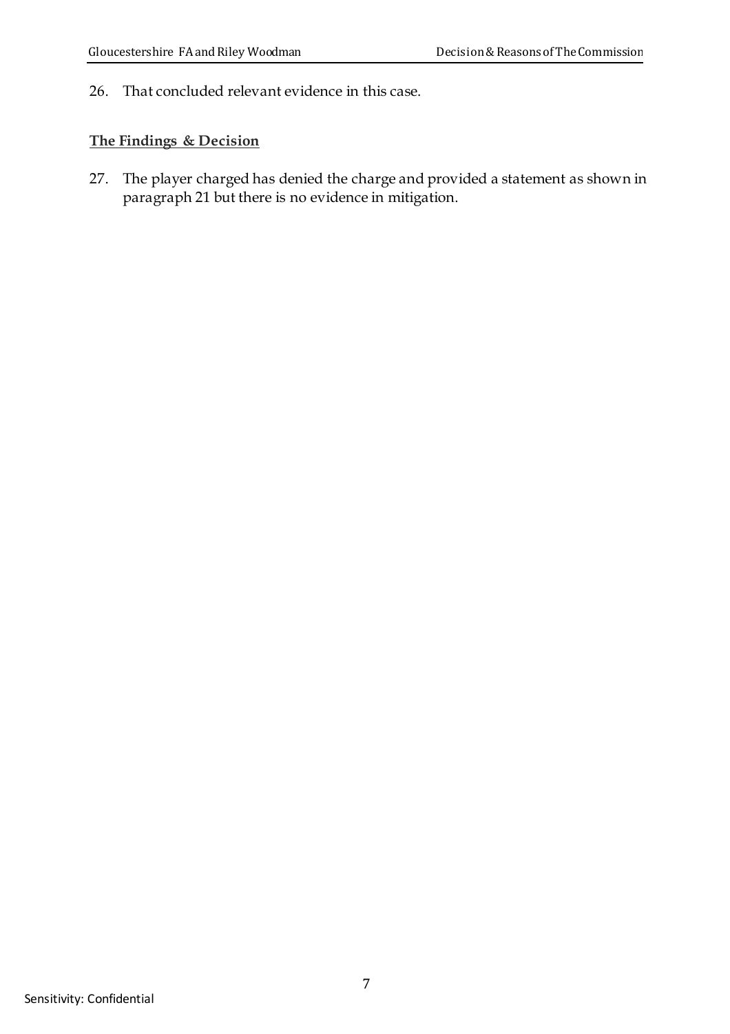26. That concluded relevant evidence in this case.

**The Findings & Decision**

27. The player charged has denied the charge and provided a statement as shown in paragraph 21 but there is no evidence in mitigation.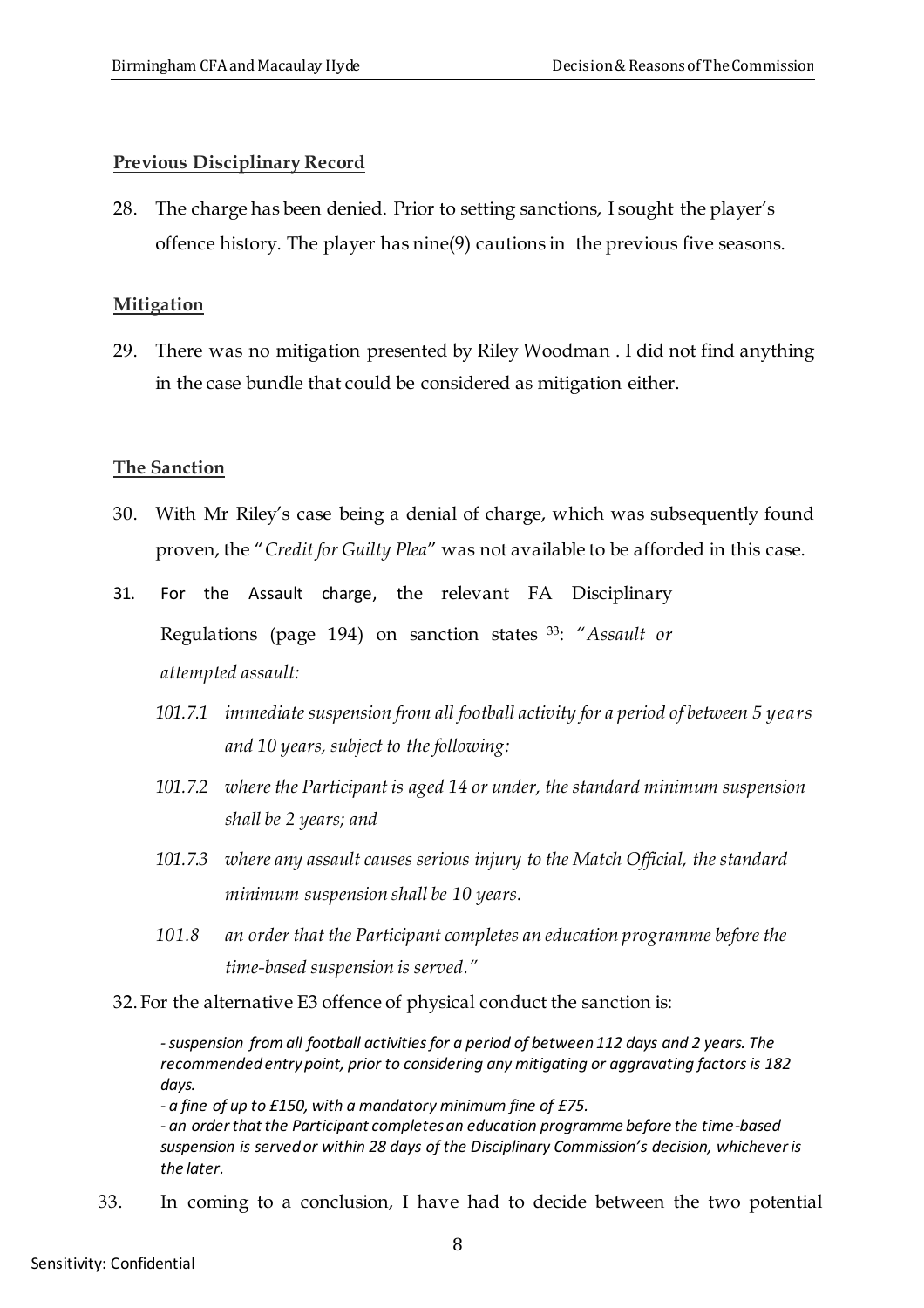**Previous Disciplinary Record**

28. The charge has been denied. Prior to setting sanctions, I sought the player's offence history. The player has nine(9) cautions in the previous five seasons.

**Mitigation**

29. There was no mitigation presented by Riley Woodman . I did not find anything in the case bundle that could be considered as mitigation either.

**The Sanction**

30. With Mr Riley's case being a denial of charge, which was subsequently found proven, the "*Credit for Guilty Plea*" was not available to be afforded in this case.

31. For the Assault charge, the relevant FA Disciplinary Regulations (page 194) on sanction states [33]: "*Assault or attempted assault:*

    *101.7.1 immediate suspension from all football activity for a period of between 5 years and 10 years, subject to the following:*

    *101.7.2 where the Participant is aged 14 or under, the standard minimum suspension shall be 2 years; and*

    *101.7.3 where any assault causes serious injury to the Match Official, the standard minimum suspension shall be 10 years.*

    *101.8 an order that the Participant completes an education programme before the time-based suspension is served."*

32. For the alternative E3 offence of physical conduct the sanction is:

    *- suspension from all football activities for a period of between 112 days and 2 years. The recommended entry point, prior to considering any mitigating or aggravating factors is 182 days.*
    *- a fine of up to £150, with a mandatory minimum fine of £75.*
    *- an order that the Participant completes an education programme before the time-based suspension is served or within 28 days of the Disciplinary Commission's decision, whichever is the later.*

33. In coming to a conclusion, I have had to decide between the two potential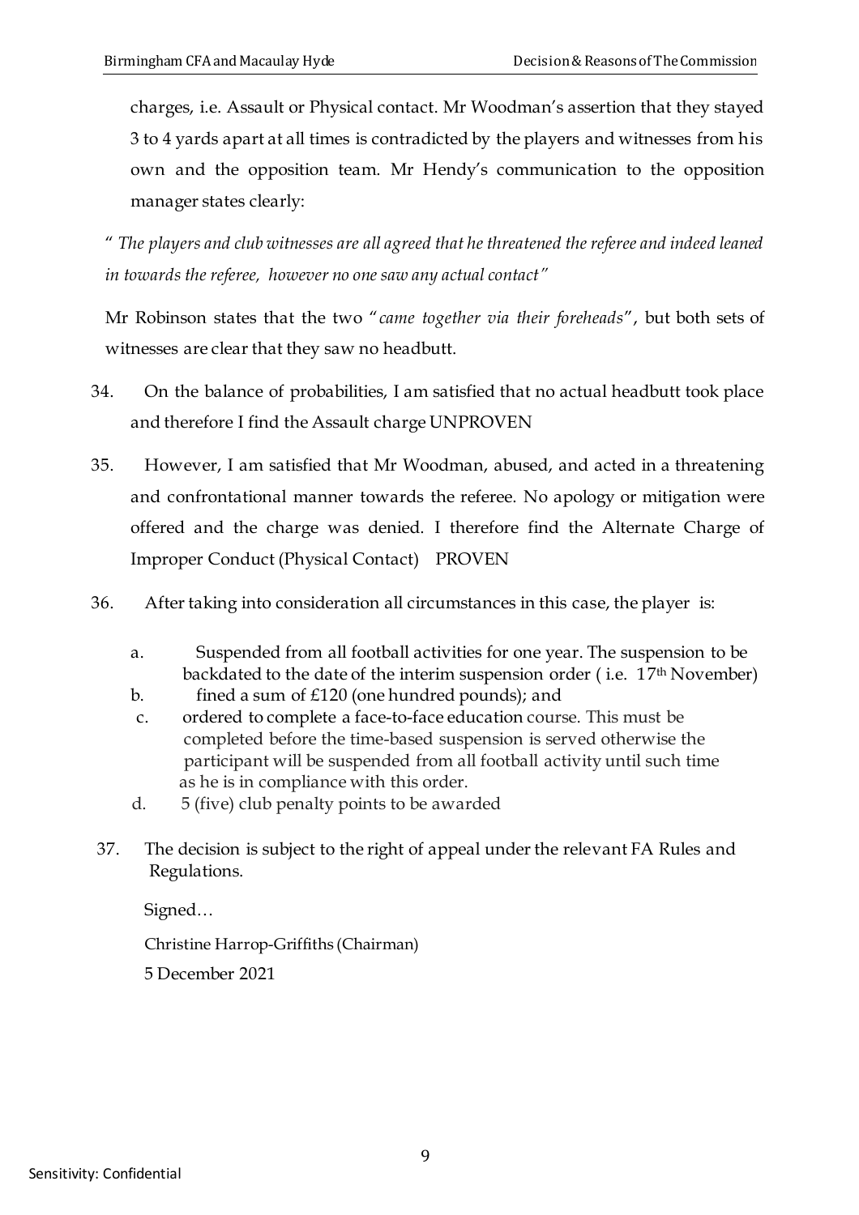charges, i.e. Assault or Physical contact. Mr Woodman's assertion that they stayed 3 to 4 yards apart at all times is contradicted by the players and witnesses from his own and the opposition team. Mr Hendy's communication to the opposition manager states clearly:

" *The players and club witnesses are all agreed that he threatened the referee and indeed leaned in towards the referee, however no one saw any actual contact"*

Mr Robinson states that the two "*came together via their foreheads*", but both sets of witnesses are clear that they saw no headbutt.

34. On the balance of probabilities, I am satisfied that no actual headbutt took place and therefore I find the Assault charge UNPROVEN

35. However, I am satisfied that Mr Woodman, abused, and acted in a threatening and confrontational manner towards the referee. No apology or mitigation were offered and the charge was denied. I therefore find the Alternate Charge of Improper Conduct (Physical Contact) PROVEN

36. After taking into consideration all circumstances in this case, the player is:

    a. Suspended from all football activities for one year. The suspension to be backdated to the date of the interim suspension order ( i.e. 17th November)
    b. fined a sum of £120 (one hundred pounds); and
    c. ordered to complete a face-to-face education course. This must be completed before the time-based suspension is served otherwise the participant will be suspended from all football activity until such time as he is in compliance with this order.
    d. 5 (five) club penalty points to be awarded

37. The decision is subject to the right of appeal under the relevant FA Rules and Regulations.

Signed…

Christine Harrop-Griffiths (Chairman)

5 December 2021